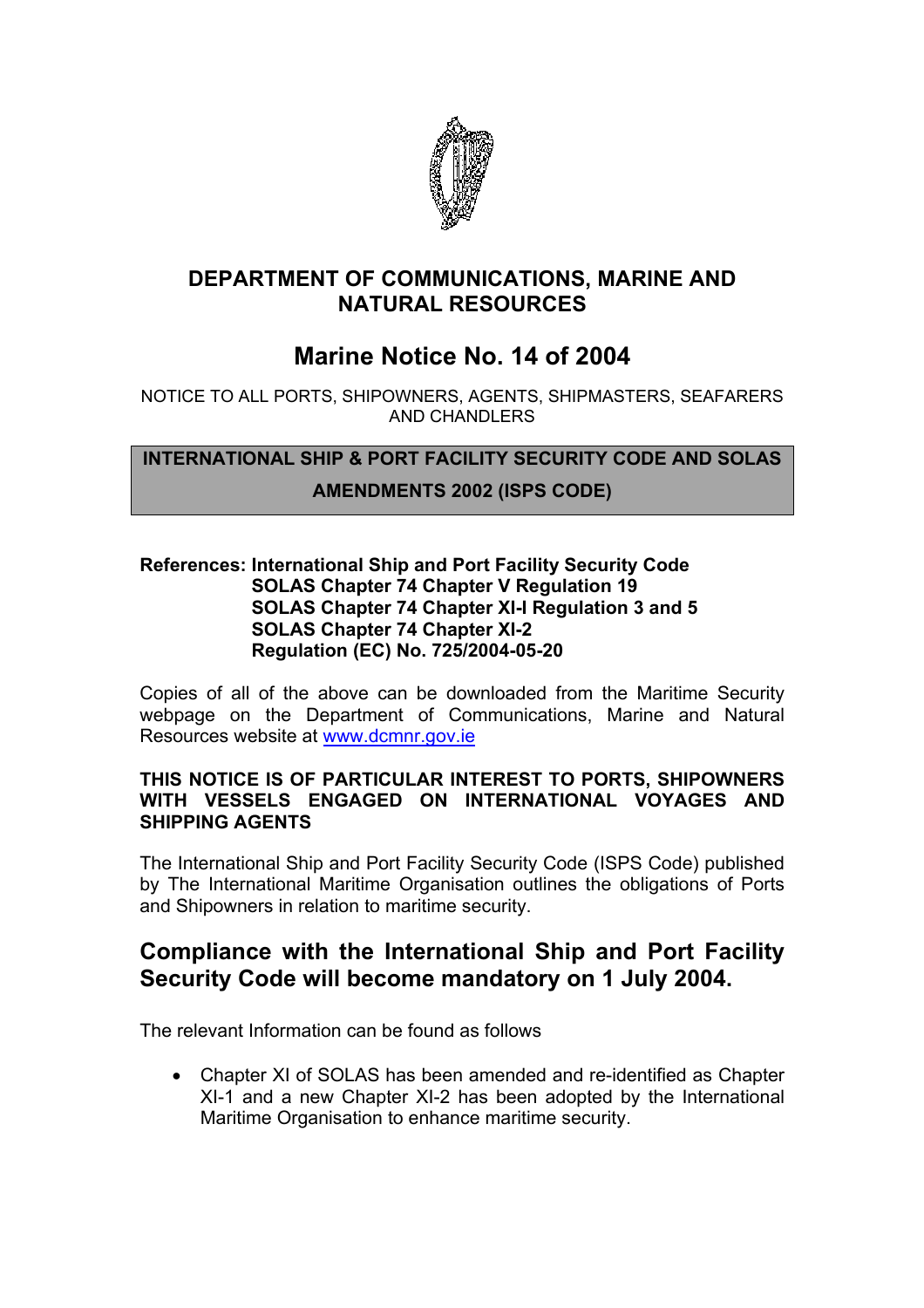## DEPARTMENT OF COMMUNICATIONS, MARINE AND NATURAL RESOURCES

# Marine Notice No. 14 of 2004

NOTICE TO ALL PORTS, SHIPOWNERS, AGENTS, SHIPMASTERS, SEAFARERS AND CHANDLERS

**INTERNATIONAL SHIP & PORT FACILITY SECURITY CODE AND SOLAS AMENDMENTS 2002 (ISPS CODE)**

**References: International Ship and Port Facility Security Code**
**SOLAS Chapter 74 Chapter V Regulation 19**
**SOLAS Chapter 74 Chapter XI-I Regulation 3 and 5**
**SOLAS Chapter 74 Chapter XI-2**
**Regulation (EC) No. 725/2004-05-20**

Copies of all of the above can be downloaded from the Maritime Security webpage on the Department of Communications, Marine and Natural Resources website at www.dcmnr.gov.ie

**THIS NOTICE IS OF PARTICULAR INTEREST TO PORTS, SHIPOWNERS WITH VESSELS ENGAGED ON INTERNATIONAL VOYAGES AND SHIPPING AGENTS**

The International Ship and Port Facility Security Code (ISPS Code) published by The International Maritime Organisation outlines the obligations of Ports and Shipowners in relation to maritime security.

## Compliance with the International Ship and Port Facility Security Code will become mandatory on 1 July 2004.

The relevant Information can be found as follows

- Chapter XI of SOLAS has been amended and re-identified as Chapter XI-1 and a new Chapter XI-2 has been adopted by the International Maritime Organisation to enhance maritime security.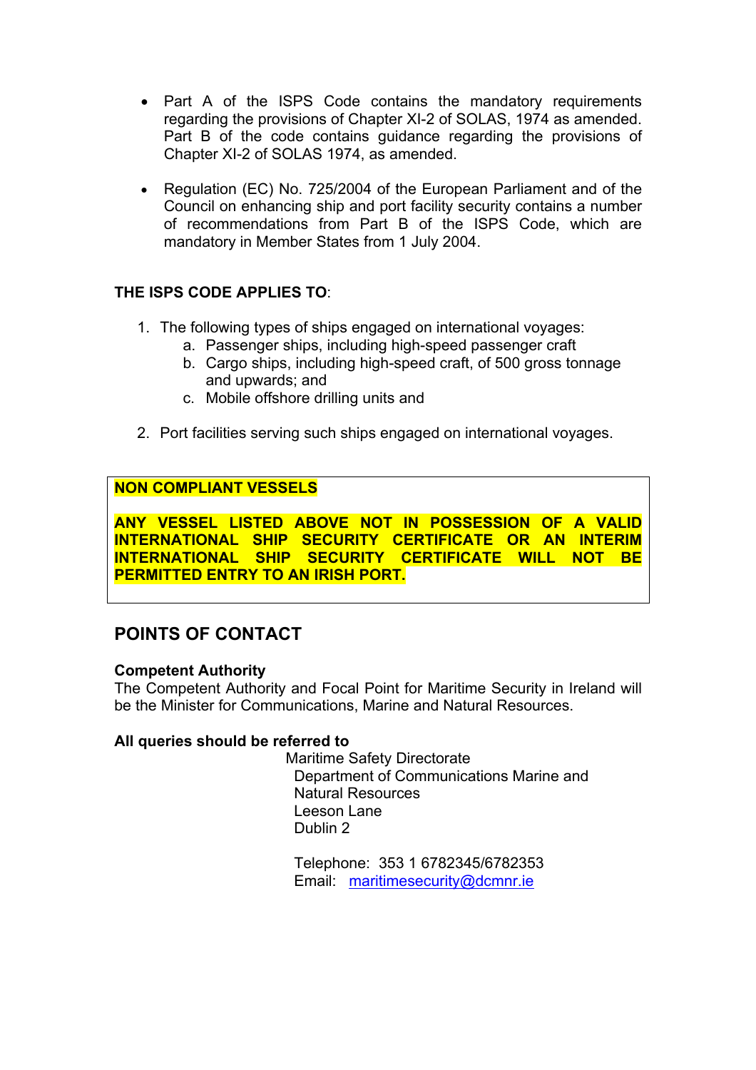- Part A of the ISPS Code contains the mandatory requirements regarding the provisions of Chapter XI-2 of SOLAS, 1974 as amended. Part B of the code contains guidance regarding the provisions of Chapter XI-2 of SOLAS 1974, as amended.

- Regulation (EC) No. 725/2004 of the European Parliament and of the Council on enhancing ship and port facility security contains a number of recommendations from Part B of the ISPS Code, which are mandatory in Member States from 1 July 2004.

**THE ISPS CODE APPLIES TO**:

1. The following types of ships engaged on international voyages:
   a. Passenger ships, including high-speed passenger craft
   b. Cargo ships, including high-speed craft, of 500 gross tonnage and upwards; and
   c. Mobile offshore drilling units and

2. Port facilities serving such ships engaged on international voyages.

**NON COMPLIANT VESSELS**

**ANY VESSEL LISTED ABOVE NOT IN POSSESSION OF A VALID INTERNATIONAL SHIP SECURITY CERTIFICATE OR AN INTERIM INTERNATIONAL SHIP SECURITY CERTIFICATE WILL NOT BE PERMITTED ENTRY TO AN IRISH PORT.**

## POINTS OF CONTACT

**Competent Authority**
The Competent Authority and Focal Point for Maritime Security in Ireland will be the Minister for Communications, Marine and Natural Resources.

**All queries should be referred to**

Maritime Safety Directorate
Department of Communications Marine and Natural Resources
Leeson Lane
Dublin 2

Telephone: 353 1 6782345/6782353
Email: maritimesecurity@dcmnr.ie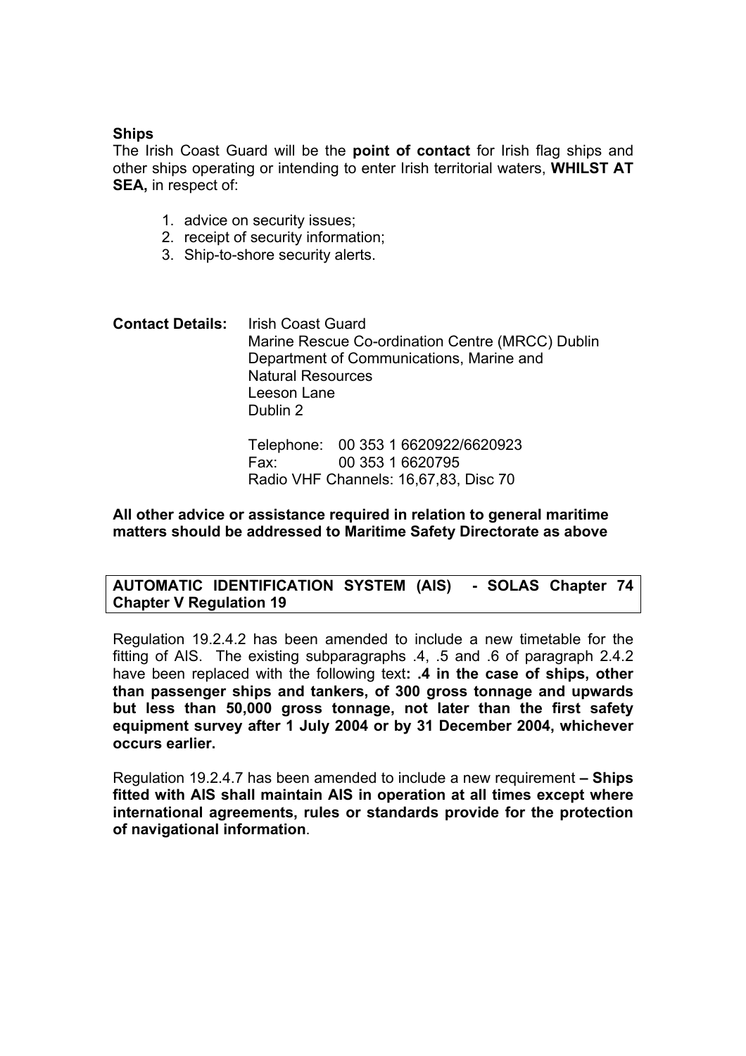**Ships**

The Irish Coast Guard will be the **point of contact** for Irish flag ships and other ships operating or intending to enter Irish territorial waters, **WHILST AT SEA,** in respect of:

1. advice on security issues;
2. receipt of security information;
3. Ship-to-shore security alerts.

**Contact Details:** Irish Coast Guard
Marine Rescue Co-ordination Centre (MRCC) Dublin
Department of Communications, Marine and Natural Resources
Leeson Lane
Dublin 2

Telephone: 00 353 1 6620922/6620923
Fax: 00 353 1 6620795
Radio VHF Channels: 16,67,83, Disc 70

**All other advice or assistance required in relation to general maritime matters should be addressed to Maritime Safety Directorate as above**

## AUTOMATIC IDENTIFICATION SYSTEM (AIS) - SOLAS Chapter 74 Chapter V Regulation 19

Regulation 19.2.4.2 has been amended to include a new timetable for the fitting of AIS. The existing subparagraphs .4, .5 and .6 of paragraph 2.4.2 have been replaced with the following text**: .4 in the case of ships, other than passenger ships and tankers, of 300 gross tonnage and upwards but less than 50,000 gross tonnage, not later than the first safety equipment survey after 1 July 2004 or by 31 December 2004, whichever occurs earlier.**

Regulation 19.2.4.7 has been amended to include a new requirement **– Ships fitted with AIS shall maintain AIS in operation at all times except where international agreements, rules or standards provide for the protection of navigational information**.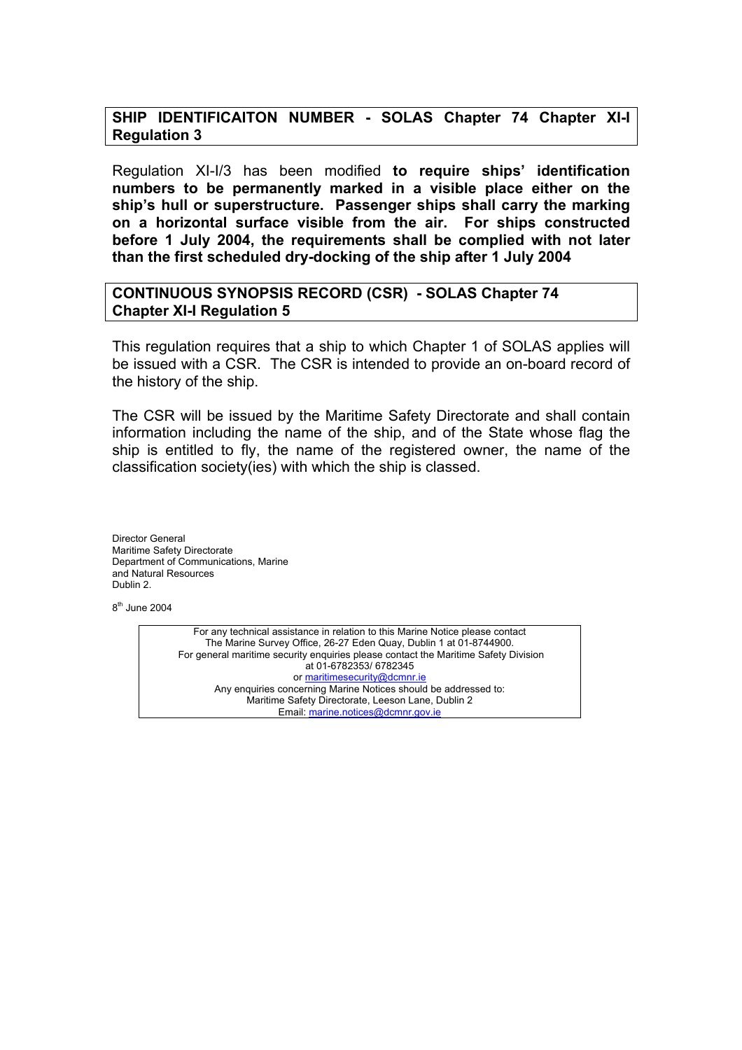## SHIP IDENTIFICAITON NUMBER - SOLAS Chapter 74 Chapter XI-I Regulation 3

Regulation XI-I/3 has been modified **to require ships' identification numbers to be permanently marked in a visible place either on the ship's hull or superstructure. Passenger ships shall carry the marking on a horizontal surface visible from the air. For ships constructed before 1 July 2004, the requirements shall be complied with not later than the first scheduled dry-docking of the ship after 1 July 2004**

## CONTINUOUS SYNOPSIS RECORD (CSR) - SOLAS Chapter 74 Chapter XI-I Regulation 5

This regulation requires that a ship to which Chapter 1 of SOLAS applies will be issued with a CSR. The CSR is intended to provide an on-board record of the history of the ship.

The CSR will be issued by the Maritime Safety Directorate and shall contain information including the name of the ship, and of the State whose flag the ship is entitled to fly, the name of the registered owner, the name of the classification society(ies) with which the ship is classed.

Director General
Maritime Safety Directorate
Department of Communications, Marine and Natural Resources
Dublin 2.

8th June 2004

For any technical assistance in relation to this Marine Notice please contact
The Marine Survey Office, 26-27 Eden Quay, Dublin 1 at 01-8744900.
For general maritime security enquiries please contact the Maritime Safety Division at 01-6782353/ 6782345
or maritimesecurity@dcmnr.ie
Any enquiries concerning Marine Notices should be addressed to:
Maritime Safety Directorate, Leeson Lane, Dublin 2
Email: marine.notices@dcmnr.gov.ie